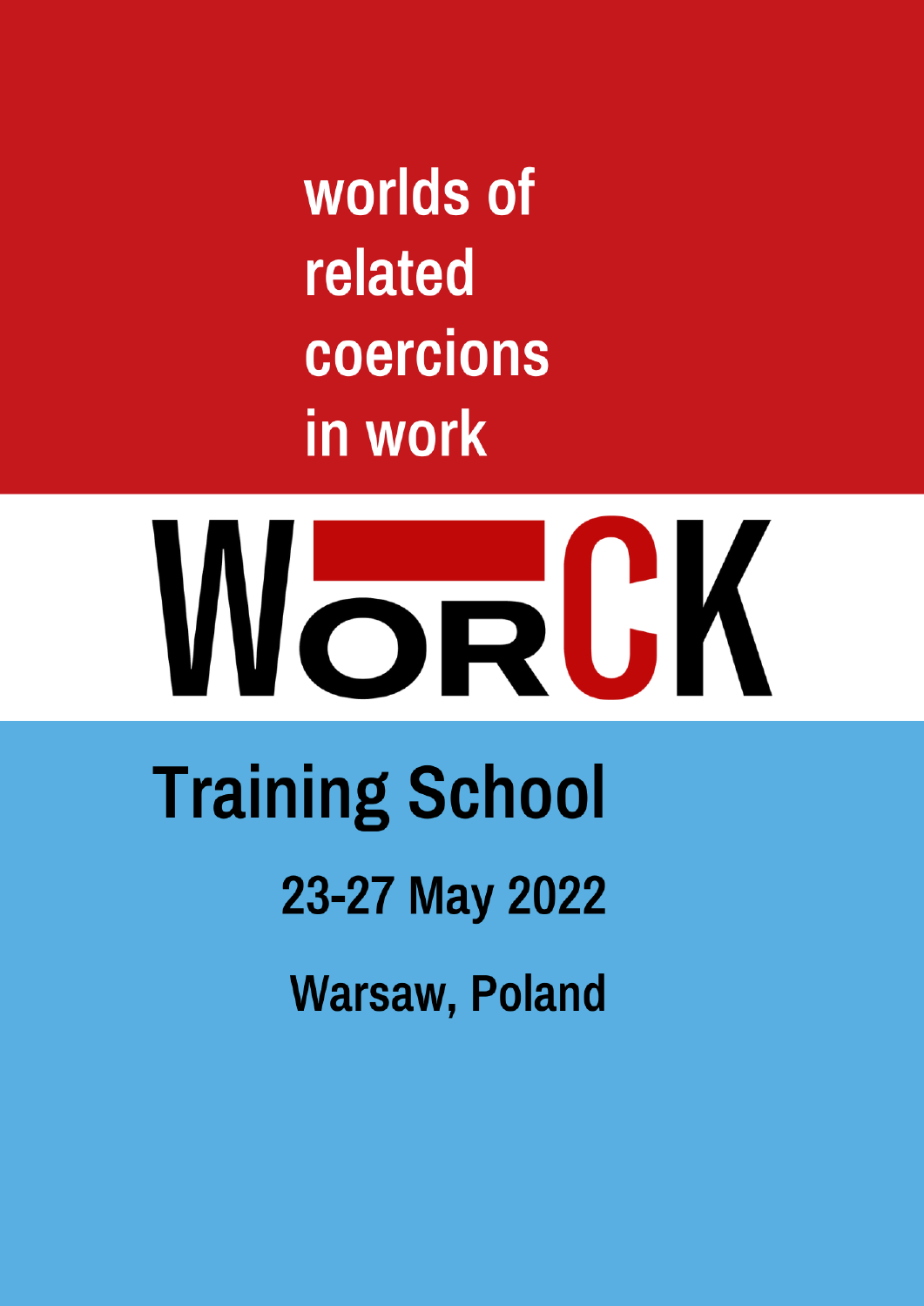worlds of related coercions in work

# WORCK

## Training School

**23-27 May 2022**

**Warsaw, Poland**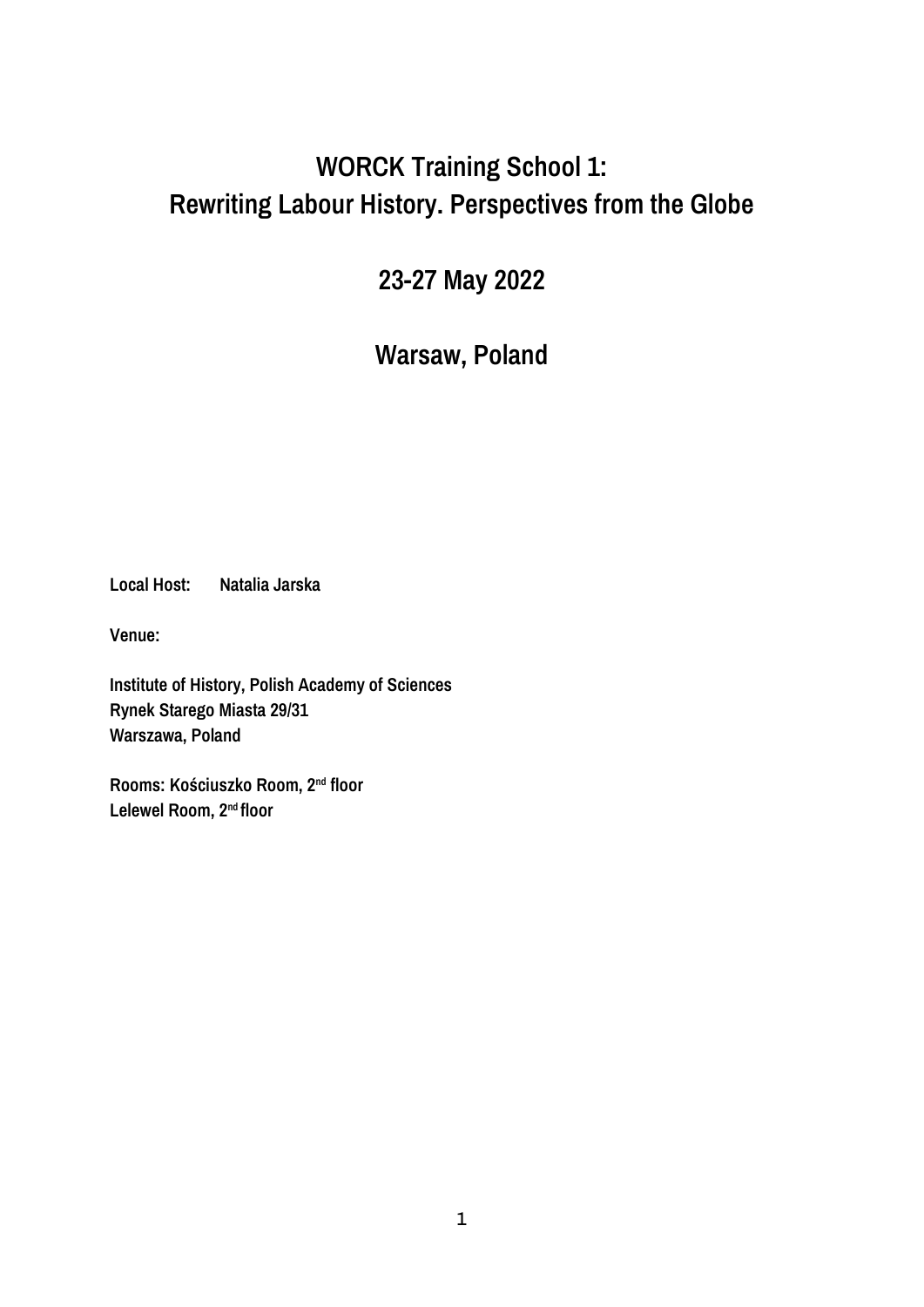# WORCK Training School 1: Rewriting Labour History. Perspectives from the Globe

## 23-27 May 2022

## Warsaw, Poland

**Local Host:** **Natalia Jarska**

**Venue:**

**Institute of History, Polish Academy of Sciences**
**Rynek Starego Miasta 29/31**
**Warszawa, Poland**

**Rooms: Kościuszko Room, 2nd floor**
**Lelewel Room, 2nd floor**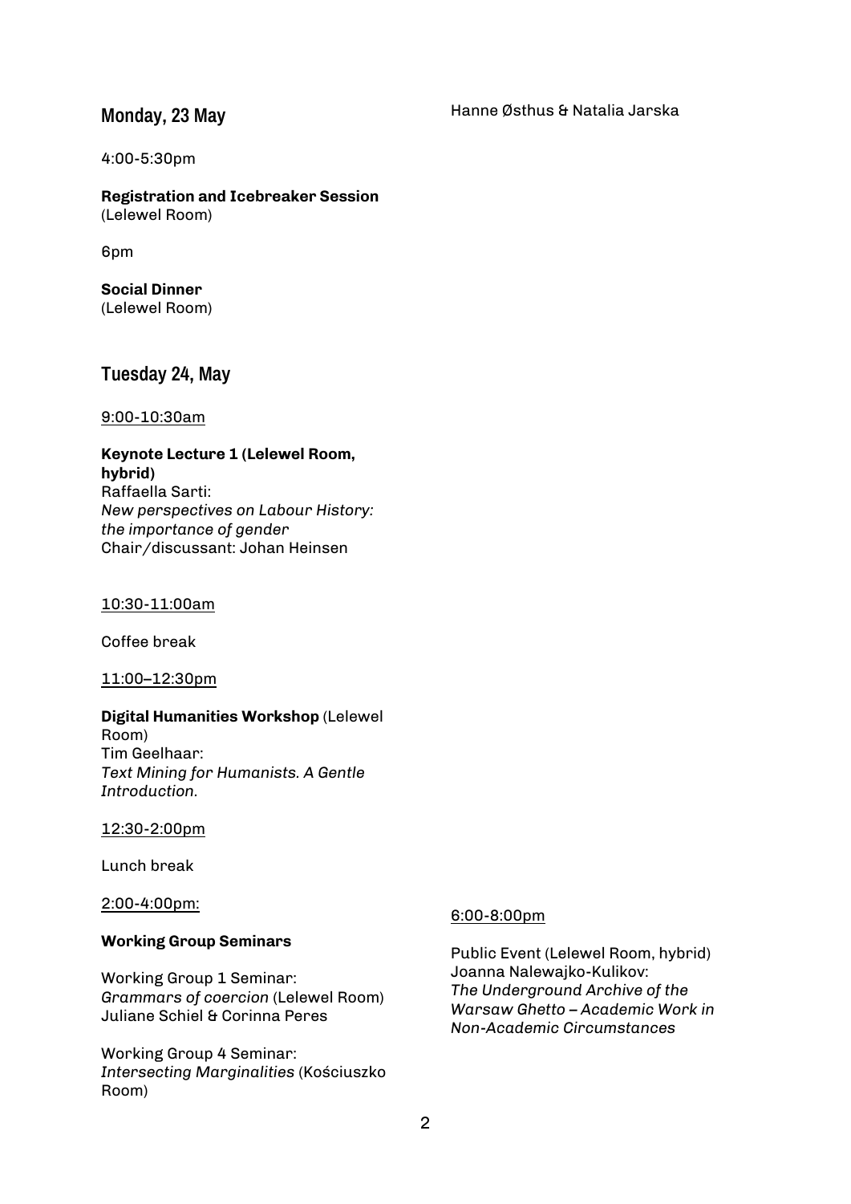## Monday, 23 May

4:00-5:30pm

**Registration and Icebreaker Session**
(Lelewel Room)

6pm

**Social Dinner**
(Lelewel Room)

## Tuesday 24, May

9:00-10:30am

**Keynote Lecture 1 (Lelewel Room, hybrid)**
Raffaella Sarti:
*New perspectives on Labour History: the importance of gender*
Chair/discussant: Johan Heinsen

10:30-11:00am

Coffee break

11:00–12:30pm

**Digital Humanities Workshop** (Lelewel Room)
Tim Geelhaar:
*Text Mining for Humanists. A Gentle Introduction.*

12:30-2:00pm

Lunch break

2:00-4:00pm:

**Working Group Seminars**

Working Group 1 Seminar:
*Grammars of coercion* (Lelewel Room)
Juliane Schiel & Corinna Peres

Working Group 4 Seminar:
*Intersecting Marginalities* (Kościuszko Room)
Hanne Østhus & Natalia Jarska

6:00-8:00pm

Public Event (Lelewel Room, hybrid)
Joanna Nalewajko-Kulikov:
*The Underground Archive of the Warsaw Ghetto – Academic Work in Non-Academic Circumstances*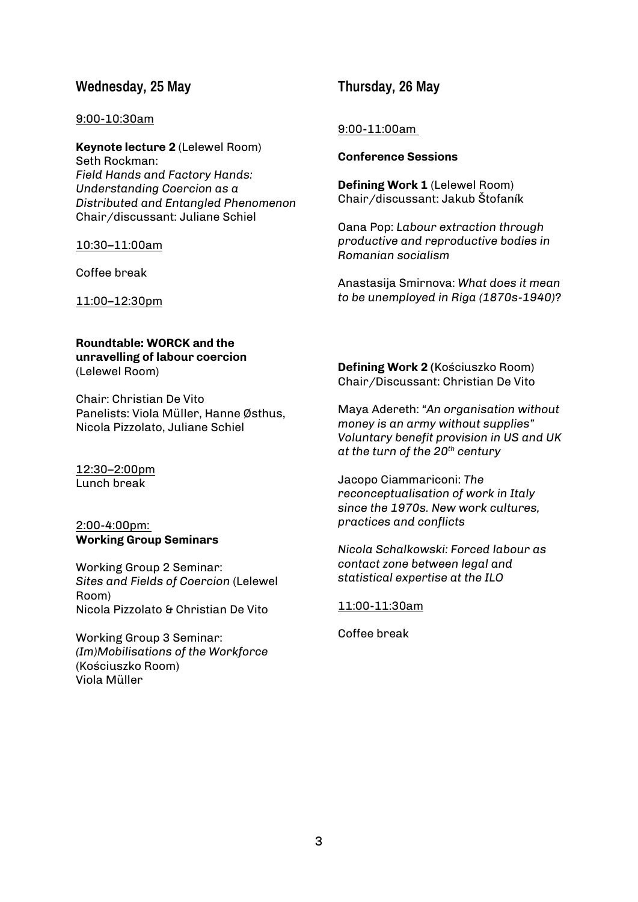## Wednesday, 25 May

9:00-10:30am

**Keynote lecture 2** (Lelewel Room)
Seth Rockman:
*Field Hands and Factory Hands: Understanding Coercion as a Distributed and Entangled Phenomenon*
Chair/discussant: Juliane Schiel

10:30–11:00am

Coffee break

11:00–12:30pm

**Roundtable: WORCK and the unravelling of labour coercion** (Lelewel Room)

Chair: Christian De Vito
Panelists: Viola Müller, Hanne Østhus, Nicola Pizzolato, Juliane Schiel

12:30–2:00pm
Lunch break

2:00-4:00pm:
**Working Group Seminars**

Working Group 2 Seminar: *Sites and Fields of Coercion* (Lelewel Room)
Nicola Pizzolato & Christian De Vito

Working Group 3 Seminar: *(Im)Mobilisations of the Workforce* (Kościuszko Room)
Viola Müller

## Thursday, 26 May

9:00-11:00am

**Conference Sessions**

**Defining Work 1** (Lelewel Room)
Chair/discussant: Jakub Štofaník

Oana Pop: *Labour extraction through productive and reproductive bodies in Romanian socialism*

Anastasija Smirnova: *What does it mean to be unemployed in Riga (1870s-1940)?*

**Defining Work 2 (**Kościuszko Room)
Chair/Discussant: Christian De Vito

Maya Adereth: *"An organisation without money is an army without supplies" Voluntary benefit provision in US and UK at the turn of the 20th century*

Jacopo Ciammariconi: *The reconceptualisation of work in Italy since the 1970s. New work cultures, practices and conflicts*

*Nicola Schalkowski: Forced labour as contact zone between legal and statistical expertise at the ILO*

11:00-11:30am

Coffee break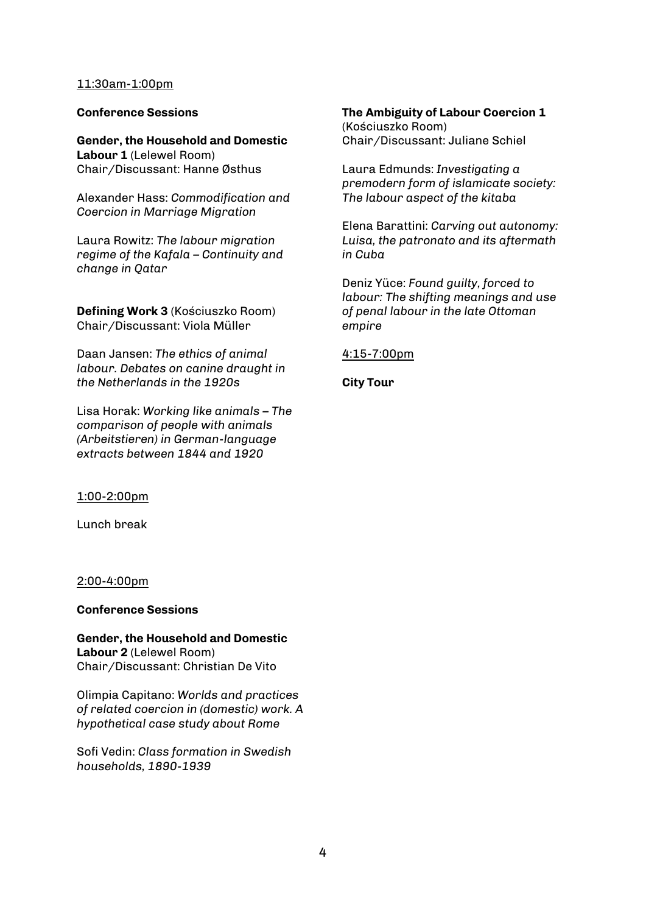11:30am-1:00pm

**Conference Sessions**

**Gender, the Household and Domestic Labour 1** (Lelewel Room)
Chair/Discussant: Hanne Østhus

Alexander Hass: *Commodification and Coercion in Marriage Migration*

Laura Rowitz: *The labour migration regime of the Kafala – Continuity and change in Qatar*

**Defining Work 3** (Kościuszko Room)
Chair/Discussant: Viola Müller

Daan Jansen: *The ethics of animal labour. Debates on canine draught in the Netherlands in the 1920s*

Lisa Horak: *Working like animals – The comparison of people with animals (Arbeitstieren) in German-language extracts between 1844 and 1920*

1:00-2:00pm

Lunch break

2:00-4:00pm

**Conference Sessions**

**Gender, the Household and Domestic Labour 2** (Lelewel Room)
Chair/Discussant: Christian De Vito

Olimpia Capitano: *Worlds and practices of related coercion in (domestic) work. A hypothetical case study about Rome*

Sofi Vedin: *Class formation in Swedish households, 1890-1939*

**The Ambiguity of Labour Coercion 1** (Kościuszko Room)
Chair/Discussant: Juliane Schiel

Laura Edmunds: *Investigating a premodern form of islamicate society: The labour aspect of the kitaba*

Elena Barattini: *Carving out autonomy: Luisa, the patronato and its aftermath in Cuba*

Deniz Yüce: *Found guilty, forced to labour: The shifting meanings and use of penal labour in the late Ottoman empire*

4:15-7:00pm

**City Tour**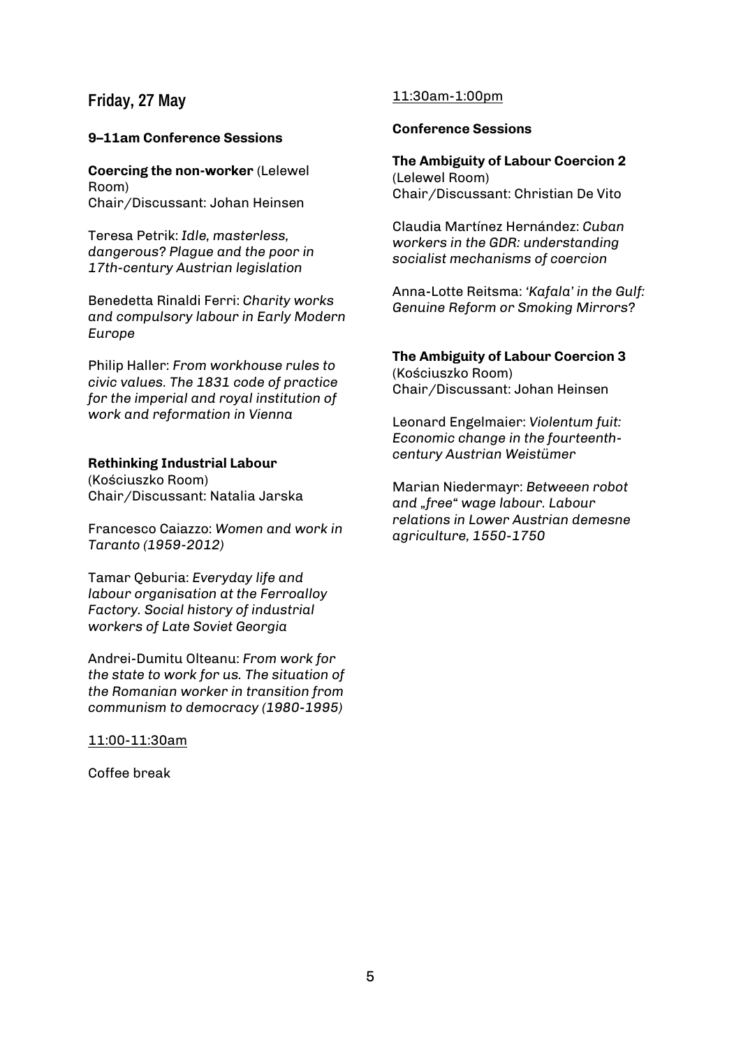## Friday, 27 May

**9–11am Conference Sessions**

**Coercing the non-worker** (Lelewel Room)
Chair/Discussant: Johan Heinsen

Teresa Petrik: *Idle, masterless, dangerous? Plague and the poor in 17th-century Austrian legislation*

Benedetta Rinaldi Ferri: *Charity works and compulsory labour in Early Modern Europe*

Philip Haller: *From workhouse rules to civic values. The 1831 code of practice for the imperial and royal institution of work and reformation in Vienna*

**Rethinking Industrial Labour**
(Kościuszko Room)
Chair/Discussant: Natalia Jarska

Francesco Caiazzo: *Women and work in Taranto (1959-2012)*

Tamar Qeburia: *Everyday life and labour organisation at the Ferroalloy Factory. Social history of industrial workers of Late Soviet Georgia*

Andrei-Dumitu Olteanu: *From work for the state to work for us. The situation of the Romanian worker in transition from communism to democracy (1980-1995)*

11:00-11:30am

Coffee break

11:30am-1:00pm

**Conference Sessions**

**The Ambiguity of Labour Coercion 2**
(Lelewel Room)
Chair/Discussant: Christian De Vito

Claudia Martínez Hernández: *Cuban workers in the GDR: understanding socialist mechanisms of coercion*

Anna-Lotte Reitsma: *'Kafala' in the Gulf: Genuine Reform or Smoking Mirrors?*

**The Ambiguity of Labour Coercion 3**
(Kościuszko Room)
Chair/Discussant: Johan Heinsen

Leonard Engelmaier: *Violentum fuit: Economic change in the fourteenth-century Austrian Weistümer*

Marian Niedermayr: *Betweeen robot and „free" wage labour. Labour relations in Lower Austrian demesne agriculture, 1550-1750*